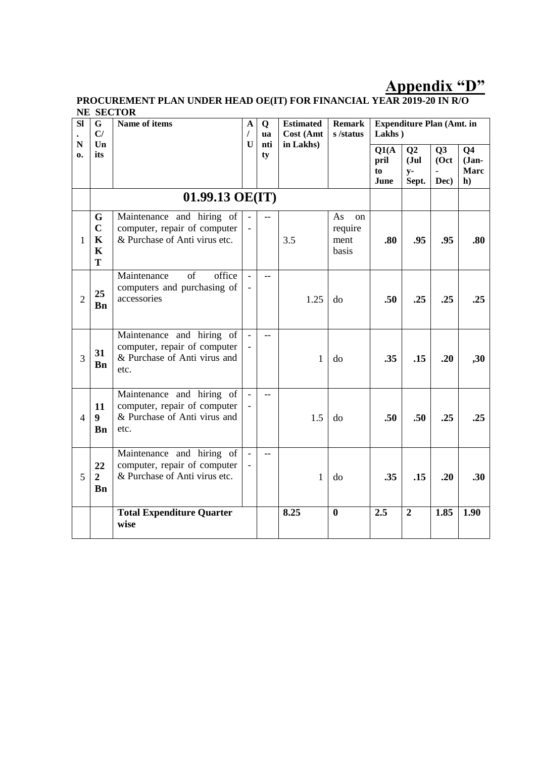# Appendix "D"

**PROCUREMENT PLAN UNDER HEAD OE(IT) FOR FINANCIAL YEAR 2019-20 IN R/O NE SECTOR**

| Sl. No. | GC/ Units | Name of items | A/U | Quantity | Estimated Cost (Amt in Lakhs) | Remarks /status | Expenditure Plan (Amt. in Lakhs ) | | | |
|---|---|---|---|---|---|---|---|---|---|---|
| | | | | | | | Q1(April to June | Q2 (July-Sept. | Q3 (Oct - Dec) | Q4 (Jan-March) |
| | **01.99.13 OE(IT)** | | | | | | | | | |
| 1 | **GC KKT** | Maintenance and hiring of computer, repair of computer & Purchase of Anti virus etc. | -- | -- | 3.5 | As on requirement basis | **.80** | **.95** | **.95** | **.80** |
| 2 | **25 Bn** | Maintenance of office computers and purchasing of accessories | -- | -- | 1.25 | do | **.50** | **.25** | **.25** | **.25** |
| 3 | **31 Bn** | Maintenance and hiring of computer, repair of computer & Purchase of Anti virus and etc. | -- | -- | 1 | do | **.35** | **.15** | **.20** | **,30** |
| 4 | **119 Bn** | Maintenance and hiring of computer, repair of computer & Purchase of Anti virus and etc. | -- | -- | 1.5 | do | **.50** | **.50** | **.25** | **.25** |
| 5 | **222 Bn** | Maintenance and hiring of computer, repair of computer & Purchase of Anti virus etc. | -- | -- | 1 | do | **.35** | **.15** | **.20** | **.30** |
| | | **Total Expenditure Quarter wise** | | | **8.25** | **0** | **2.5** | **2** | **1.85** | **1.90** |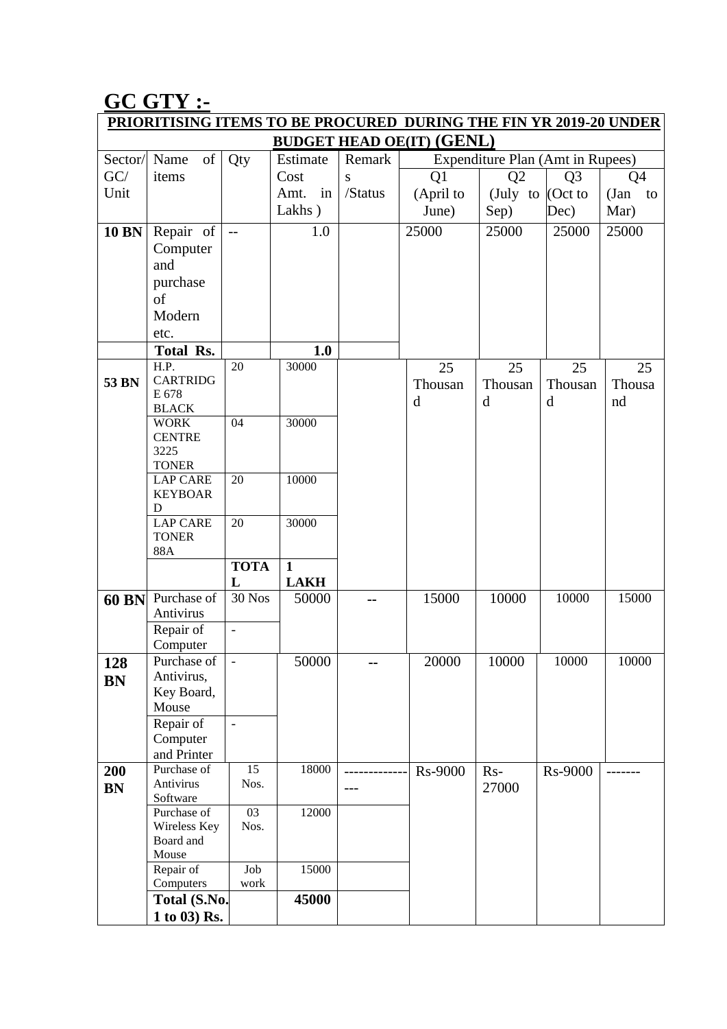# GC GTY :-

| PRIORITISING ITEMS TO BE PROCURED DURING THE FIN YR 2019-20 UNDER BUDGET HEAD OE(IT) (GENL) | | | | | | | | |
|---|---|---|---|---|---|---|---|---|
| Sector/ GC/ Unit | Name of items | Qty | Estimate Cost Amt. in Lakhs ) | Remarks /Status | Expenditure Plan (Amt in Rupees) | | | |
| | | | | | Q1 (April to June) | Q2 (July to Sep) | Q3 (Oct to Dec) | Q4 (Jan to Mar) |
| **10 BN** | Repair of Computer and purchase of Modern etc. | -- | 1.0 | | 25000 | 25000 | 25000 | 25000 |
| | **Total Rs.** | | **1.0** | | | | | |
| **53 BN** | H.P. CARTRIDGE 678 BLACK | 20 | 30000 | | 25 Thousand | 25 Thousand | 25 Thousand | 25 Thousand |
| | WORK CENTRE 3225 TONER | 04 | 30000 | | | | | |
| | LAP CARE KEYBOARD | 20 | 10000 | | | | | |
| | LAP CARE TONER 88A | 20 | 30000 | | | | | |
| | | **TOTAL** | **1 LAKH** | | | | | |
| **60 BN** | Purchase of Antivirus | 30 Nos | 50000 | -- | 15000 | 10000 | 10000 | 15000 |
| | Repair of Computer | - | | | | | | |
| **128 BN** | Purchase of Antivirus, Key Board, Mouse | - | 50000 | -- | 20000 | 10000 | 10000 | 10000 |
| | Repair of Computer and Printer | - | | | | | | |
| **200 BN** | Purchase of Antivirus Software | 15 Nos. | 18000 | ---------------- | Rs-9000 | Rs-27000 | Rs-9000 | ------- |
| | Purchase of Wireless Key Board and Mouse | 03 Nos. | 12000 | | | | | |
| | Repair of Computers | Job work | 15000 | | | | | |
| | **Total (S.No. 1 to 03) Rs.** | | **45000** | | | | | |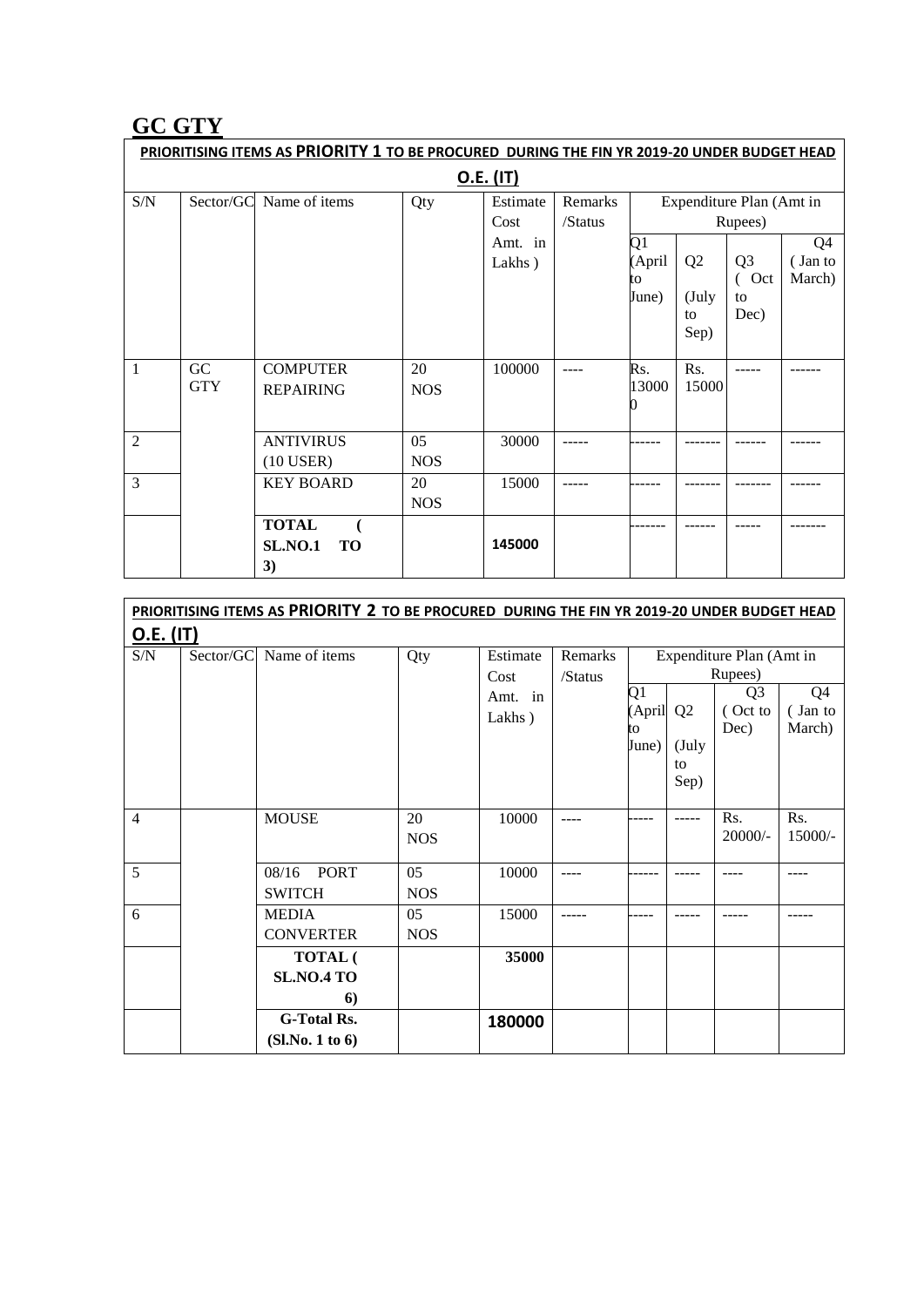# GC GTY

| PRIORITISING ITEMS AS **PRIORITY 1** TO BE PROCURED DURING THE FIN YR 2019-20 UNDER BUDGET HEAD O.E. (IT) | | | | | | | | | |
|---|---|---|---|---|---|---|---|---|---|
| S/N | Sector/GC | Name of items | Qty | Estimate Cost Amt. in Lakhs ) | Remarks /Status | Expenditure Plan (Amt in Rupees) | | | |
| | | | | | | Q1 (April to June) | Q2 (July to Sep) | Q3 ( Oct to Dec) | Q4 ( Jan to March) |
| 1 | GC GTY | COMPUTER REPAIRING | 20 NOS | 100000 | ---- | Rs. 130000 | Rs. 15000 | ----- | ------ |
| 2 | | ANTIVIRUS (10 USER) | 05 NOS | 30000 | ----- | ------ | ------- | ------ | ------ |
| 3 | | KEY BOARD | 20 NOS | 15000 | ----- | ------ | ------- | ------- | ------ |
| | | **TOTAL ( SL.NO.1 TO 3)** | | **145000** | | ------- | ------ | ----- | ------- |

| PRIORITISING ITEMS AS **PRIORITY 2** TO BE PROCURED DURING THE FIN YR 2019-20 UNDER BUDGET HEAD O.E. (IT) | | | | | | | | | |
|---|---|---|---|---|---|---|---|---|---|
| S/N | Sector/GC | Name of items | Qty | Estimate Cost Amt. in Lakhs ) | Remarks /Status | Expenditure Plan (Amt in Rupees) | | | |
| | | | | | | Q1 (April to June) | Q2 (July to Sep) | Q3 ( Oct to Dec) | Q4 ( Jan to March) |
| 4 | | MOUSE | 20 NOS | 10000 | ---- | ----- | ----- | Rs. 20000/- | Rs. 15000/- |
| 5 | | 08/16 PORT SWITCH | 05 NOS | 10000 | ---- | ------ | ----- | ---- | ---- |
| 6 | | MEDIA CONVERTER | 05 NOS | 15000 | ----- | ----- | ----- | ----- | ----- |
| | | **TOTAL ( SL.NO.4 TO 6)** | | **35000** | | | | | |
| | | **G-Total Rs. (Sl.No. 1 to 6)** | | **180000** | | | | | |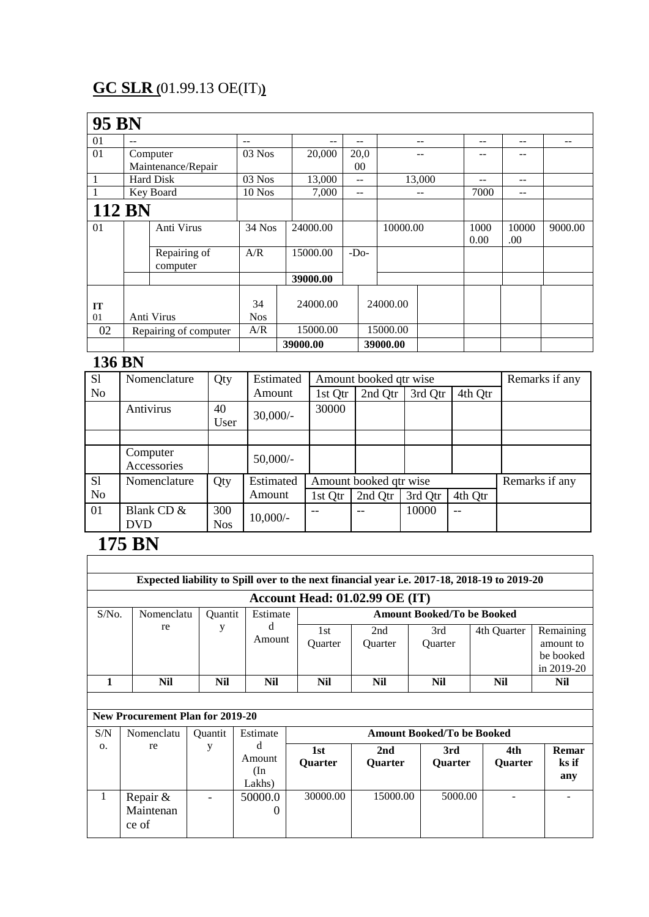## GC SLR (01.99.13 OE(IT))

| **95 BN** | | | | | | | | |
|---|---|---|---|---|---|---|---|---|
| 01 | -- | -- | -- | -- | -- | -- | -- | -- |
| 01 | Computer Maintenance/Repair | 03 Nos | 20,000 | 20,000 | -- | -- | -- | |
| 1 | Hard Disk | 03 Nos | 13,000 | -- | 13,000 | -- | -- | |
| 1 | Key Board | 10 Nos | 7,000 | -- | -- | 7000 | -- | |
| **112 BN** | | | | | | | | |
| 01 | Anti Virus | 34 Nos | 24000.00 | | 10000.00 | 10000.00 | 10000.00 | 9000.00 |
| | Repairing of computer | A/R | 15000.00 | -Do- | | | | |
| | | | **39000.00** | | | | | |
| **IT** 01 | Anti Virus | 34 Nos | 24000.00 | 24000.00 | | | | |
| 02 | Repairing of computer | A/R | 15000.00 | 15000.00 | | | | |
| | | | **39000.00** | **39000.00** | | | | |

## 136 BN

| Sl No | Nomenclature | Qty | Estimated Amount | Amount booked qtr wise | | | | Remarks if any |
|---|---|---|---|---|---|---|---|---|
| | | | | 1st Qtr | 2nd Qtr | 3rd Qtr | 4th Qtr | |
| | Antivirus | 40 User | 30,000/- | 30000 | | | | |
| | | | | | | | | |
| | Computer Accessories | | 50,000/- | | | | | |

| Sl No | Nomenclature | Qty | Estimated Amount | Amount booked qtr wise | | | | Remarks if any |
|---|---|---|---|---|---|---|---|---|
| | | | | 1st Qtr | 2nd Qtr | 3rd Qtr | 4th Qtr | |
| 01 | Blank CD & DVD | 300 Nos | 10,000/- | -- | -- | 10000 | -- | |

## 175 BN

**Expected liability to Spill over to the next financial year i.e. 2017-18, 2018-19 to 2019-20**

**Account Head: 01.02.99 OE (IT)**

| S/No. | Nomenclature | Quantity | Estimated Amount | Amount Booked/To be Booked | | | | |
|---|---|---|---|---|---|---|---|---|
| | | | | 1st Quarter | 2nd Quarter | 3rd Quarter | 4th Quarter | Remaining amount to be booked in 2019-20 |
| **1** | **Nil** | **Nil** | **Nil** | **Nil** | **Nil** | **Nil** | **Nil** | **Nil** |

**New Procurement Plan for 2019-20**

| S/No. | Nomenclature | Quantity | Estimated Amount (In Lakhs) | Amount Booked/To be Booked | | | | |
|---|---|---|---|---|---|---|---|---|
| | | | | **1st Quarter** | **2nd Quarter** | **3rd Quarter** | **4th Quarter** | **Remarks if any** |
| 1 | Repair & Maintenance of | - | 50000.00 | 30000.00 | 15000.00 | 5000.00 | - | - |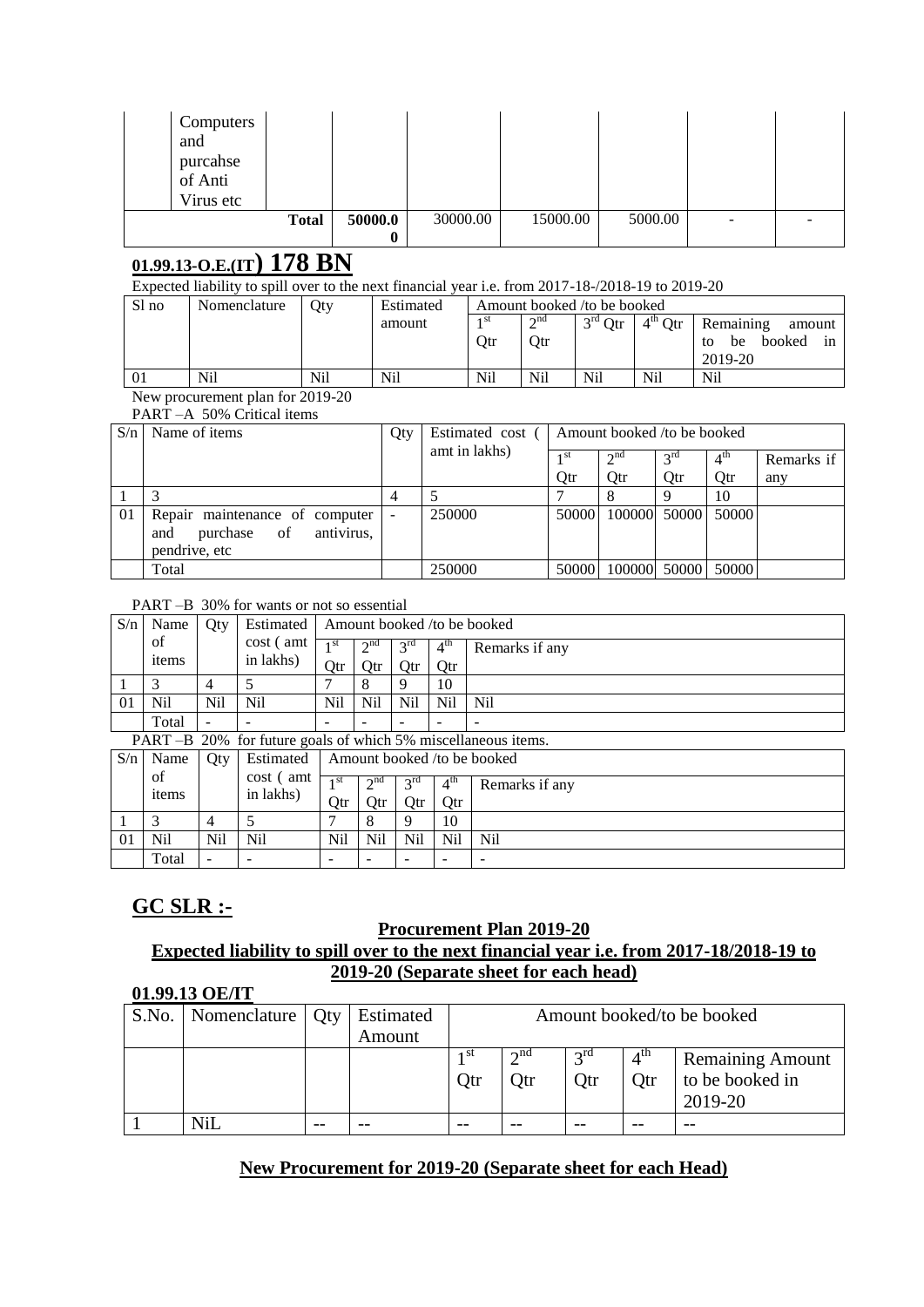| | Computers and purcahse of Anti Virus etc | | | | | | | |
|---|---|---|---|---|---|---|---|---|
| | | **Total** | **50000.00** | 30000.00 | 15000.00 | 5000.00 | - | - |

## 01.99.13-O.E.(IT) 178 BN

Expected liability to spill over to the next financial year i.e. from 2017-18-/2018-19 to 2019-20

| Sl no | Nomenclature | Qty | Estimated amount | Amount booked /to be booked | | | | |
|---|---|---|---|---|---|---|---|---|
| | | | | 1st Qtr | 2nd Qtr | 3rd Qtr | 4th Qtr | Remaining amount to be booked in 2019-20 |
| 01 | Nil | Nil | Nil | Nil | Nil | Nil | Nil | Nil |

New procurement plan for 2019-20

PART –A 50% Critical items

| S/n | Name of items | Qty | Estimated cost ( amt in lakhs) | Amount booked /to be booked | | | | |
|---|---|---|---|---|---|---|---|---|
| | | | | 1st Qtr | 2nd Qtr | 3rd Qtr | 4th Qtr | Remarks if any |
| 1 | 3 | 4 | 5 | 7 | 8 | 9 | 10 | |
| 01 | Repair maintenance of computer and purchase of antivirus, pendrive, etc | - | 250000 | 50000 | 100000 | 50000 | 50000 | |
| | Total | | 250000 | 50000 | 100000 | 50000 | 50000 | |

PART –B 30% for wants or not so essential

| S/n | Name of items | Qty | Estimated cost ( amt in lakhs) | Amount booked /to be booked | | | | |
|---|---|---|---|---|---|---|---|---|
| | | | | 1st Qtr | 2nd Qtr | 3rd Qtr | 4th Qtr | Remarks if any |
| 1 | 3 | 4 | 5 | 7 | 8 | 9 | 10 | |
| 01 | Nil | Nil | Nil | Nil | Nil | Nil | Nil | Nil |
| | Total | - | - | - | - | - | - | - |

PART –B 20% for future goals of which 5% miscellaneous items.

| S/n | Name of items | Qty | Estimated cost ( amt in lakhs) | Amount booked /to be booked | | | | |
|---|---|---|---|---|---|---|---|---|
| | | | | 1st Qtr | 2nd Qtr | 3rd Qtr | 4th Qtr | Remarks if any |
| 1 | 3 | 4 | 5 | 7 | 8 | 9 | 10 | |
| 01 | Nil | Nil | Nil | Nil | Nil | Nil | Nil | Nil |
| | Total | - | - | - | - | - | - | - |

## GC SLR :-

**Procurement Plan 2019-20**

**Expected liability to spill over to the next financial year i.e. from 2017-18/2018-19 to 2019-20 (Separate sheet for each head)**

**01.99.13 OE/IT**

| S.No. | Nomenclature | Qty | Estimated Amount | Amount booked/to be booked | | | | |
|---|---|---|---|---|---|---|---|---|
| | | | | 1st Qtr | 2nd Qtr | 3rd Qtr | 4th Qtr | Remaining Amount to be booked in 2019-20 |
| 1 | NiL | -- | -- | -- | -- | -- | -- | -- |

**New Procurement for 2019-20 (Separate sheet for each Head)**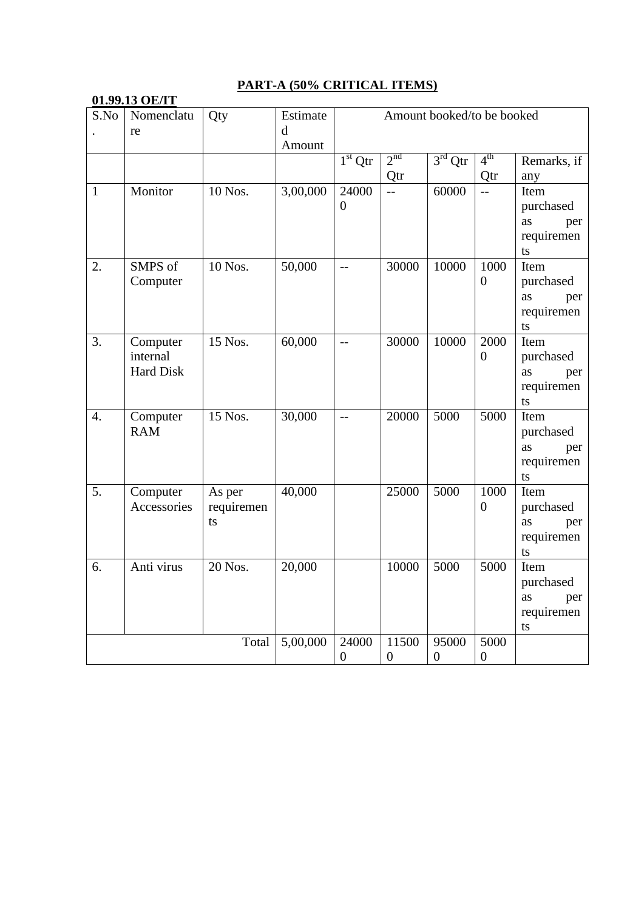## PART-A (50% CRITICAL ITEMS)

**01.99.13 OE/IT**

| S.No. | Nomenclature | Qty | Estimated Amount | Amount booked/to be booked | | | | |
|---|---|---|---|---|---|---|---|---|
| | | | | 1st Qtr | 2nd Qtr | 3rd Qtr | 4th Qtr | Remarks, if any |
| 1 | Monitor | 10 Nos. | 3,00,000 | 240000 | -- | 60000 | -- | Item purchased as per requirements |
| 2. | SMPS of Computer | 10 Nos. | 50,000 | -- | 30000 | 10000 | 10000 | Item purchased as per requirements |
| 3. | Computer internal Hard Disk | 15 Nos. | 60,000 | -- | 30000 | 10000 | 20000 | Item purchased as per requirements |
| 4. | Computer RAM | 15 Nos. | 30,000 | -- | 20000 | 5000 | 5000 | Item purchased as per requirements |
| 5. | Computer Accessories | As per requirements | 40,000 | | 25000 | 5000 | 10000 | Item purchased as per requirements |
| 6. | Anti virus | 20 Nos. | 20,000 | | 10000 | 5000 | 5000 | Item purchased as per requirements |
| | | Total | 5,00,000 | 240000 | 115000 | 95000 | 50000 | |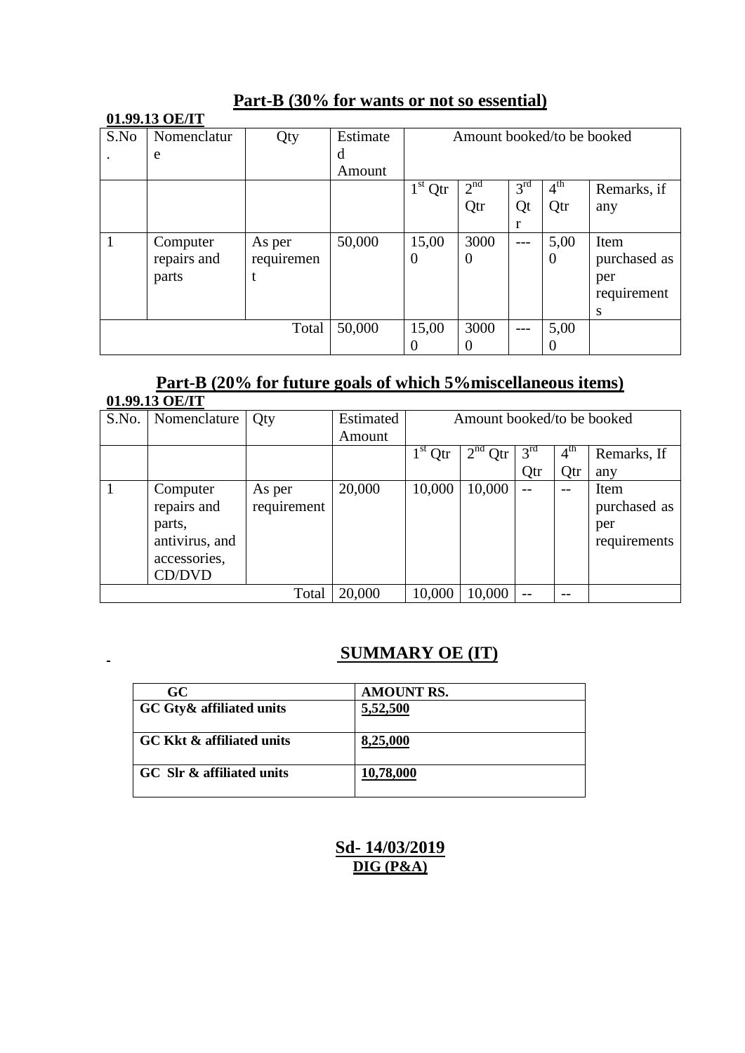## Part-B (30% for wants or not so essential)

**01.99.13 OE/IT**

| S.No. | Nomenclature | Qty | Estimated Amount | Amount booked/to be booked | | | | |
|---|---|---|---|---|---|---|---|---|
| | | | | 1st Qtr | 2nd Qtr | 3rd Qtr | 4th Qtr | Remarks, if any |
| 1 | Computer repairs and parts | As per requirement | 50,000 | 15,000 | 30000 | --- | 5,000 | Item purchased as per requirements |
| | | Total | 50,000 | 15,000 | 30000 | --- | 5,000 | |

## Part-B (20% for future goals of which 5%miscellaneous items)

**01.99.13 OE/IT**

| S.No. | Nomenclature | Qty | Estimated Amount | Amount booked/to be booked | | | | |
|---|---|---|---|---|---|---|---|---|
| | | | | 1st Qtr | 2nd Qtr | 3rd Qtr | 4th Qtr | Remarks, If any |
| 1 | Computer repairs and parts, antivirus, and accessories, CD/DVD | As per requirement | 20,000 | 10,000 | 10,000 | -- | -- | Item purchased as per requirements |
| | | Total | 20,000 | 10,000 | 10,000 | -- | -- | |

## SUMMARY OE (IT)

| GC | AMOUNT RS. |
|---|---|
| **GC Gty& affiliated units** | **5,52,500** |
| **GC Kkt & affiliated units** | **8,25,000** |
| **GC Slr & affiliated units** | **10,78,000** |

**Sd- 14/03/2019**
**DIG (P&A)**